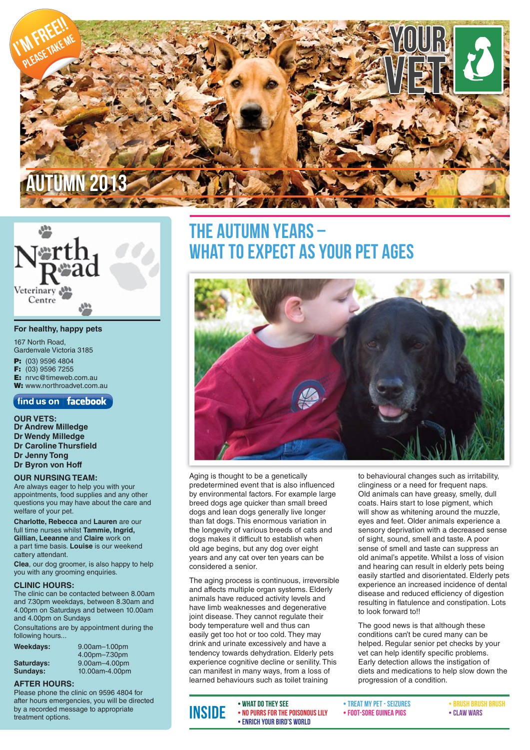I'M FREE!! PLEASE TAKE ME

# YOUR VET

AUTUMN 2013

North Road Veterinary Centre

**For healthy, happy pets**

167 North Road,
Gardenvale Victoria 3185

**P:** (03) 9596 4804
**F:** (03) 9596 7255
**E:** nrvc@timeweb.com.au
**W:** www.northroadvet.com.au

find us on facebook

**OUR VETS:**
**Dr Andrew Milledge**
**Dr Wendy Milledge**
**Dr Caroline Thursfield**
**Dr Jenny Tong**
**Dr Byron von Hoff**

**OUR NURSING TEAM:**
Are always eager to help you with your appointments, food supplies and any other questions you may have about the care and welfare of your pet.

**Charlotte, Rebecca** and **Lauren** are our full time nurses whilst **Tammie, Ingrid, Gillian, Leeanne** and **Claire** work on a part time basis. **Louise** is our weekend cattery attendant.

**Clea**, our dog groomer, is also happy to help you with any grooming enquiries.

**CLINIC HOURS:**
The clinic can be contacted between 8.00am and 7.30pm weekdays, between 8.30am and 4.00pm on Saturdays and between 10.00am and 4.00pm on Sundays

Consultations are by appointment during the following hours...

| | |
|---|---|
| **Weekdays:** | 9.00am–1.00pm<br>4.00pm–7.30pm |
| **Saturdays:** | 9.00am–4.00pm |
| **Sundays:** | 10.00am-4.00pm |

**AFTER HOURS:**
Please phone the clinic on 9596 4804 for after hours emergencies, you will be directed by a recorded message to appropriate treatment options.

## THE AUTUMN YEARS – WHAT TO EXPECT AS YOUR PET AGES

Aging is thought to be a genetically predetermined event that is also influenced by environmental factors. For example large breed dogs age quicker than small breed dogs and lean dogs generally live longer than fat dogs. This enormous variation in the longevity of various breeds of cats and dogs makes it difficult to establish when old age begins, but any dog over eight years and any cat over ten years can be considered a senior.

The aging process is continuous, irreversible and affects multiple organ systems. Elderly animals have reduced activity levels and have limb weaknesses and degenerative joint disease. They cannot regulate their body temperature well and thus can easily get too hot or too cold. They may drink and urinate excessively and have a tendency towards dehydration. Elderly pets experience cognitive decline or senility. This can manifest in many ways, from a loss of learned behaviours such as toilet training to behavioural changes such as irritability, clinginess or a need for frequent naps. Old animals can have greasy, smelly, dull coats. Hairs start to lose pigment, which will show as whitening around the muzzle, eyes and feet. Older animals experience a sensory deprivation with a decreased sense of sight, sound, smell and taste. A poor sense of smell and taste can suppress an old animal's appetite. Whilst a loss of vision and hearing can result in elderly pets being easily startled and disorientated. Elderly pets experience an increased incidence of dental disease and reduced efficiency of digestion resulting in flatulence and constipation. Lots to look forward to!!

The good news is that although these conditions can't be cured many can be helped. Regular senior pet checks by your vet can help identify specific problems. Early detection allows the instigation of diets and medications to help slow down the progression of a condition.

**INSIDE**
- WHAT DO THEY SEE
- NO PURRS FOR THE POISONOUS LILY
- ENRICH YOUR BIRD'S WORLD
- TREAT MY PET - SEIZURES
- FOOT-SORE GUINEA PIGS
- BRUSH BRUSH BRUSH
- CLAW WARS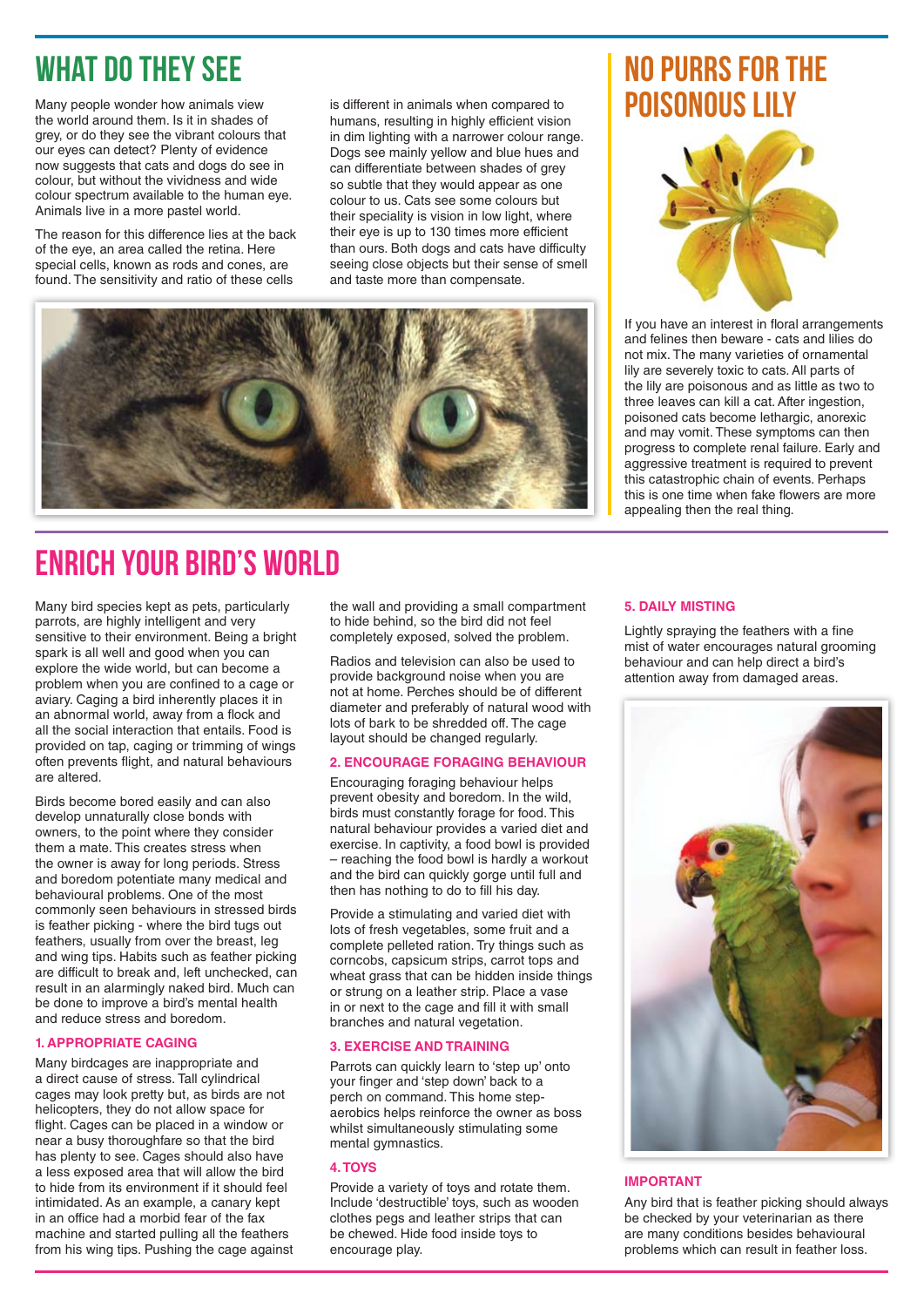# WHAT DO THEY SEE

Many people wonder how animals view the world around them. Is it in shades of grey, or do they see the vibrant colours that our eyes can detect? Plenty of evidence now suggests that cats and dogs do see in colour, but without the vividness and wide colour spectrum available to the human eye. Animals live in a more pastel world.

The reason for this difference lies at the back of the eye, an area called the retina. Here special cells, known as rods and cones, are found. The sensitivity and ratio of these cells is different in animals when compared to humans, resulting in highly efficient vision in dim lighting with a narrower colour range. Dogs see mainly yellow and blue hues and can differentiate between shades of grey so subtle that they would appear as one colour to us. Cats see some colours but their speciality is vision in low light, where their eye is up to 130 times more efficient than ours. Both dogs and cats have difficulty seeing close objects but their sense of smell and taste more than compensate.

# NO PURRS FOR THE POISONOUS LILY

If you have an interest in floral arrangements and felines then beware - cats and lilies do not mix. The many varieties of ornamental lily are severely toxic to cats. All parts of the lily are poisonous and as little as two to three leaves can kill a cat. After ingestion, poisoned cats become lethargic, anorexic and may vomit. These symptoms can then progress to complete renal failure. Early and aggressive treatment is required to prevent this catastrophic chain of events. Perhaps this is one time when fake flowers are more appealing then the real thing.

# ENRICH YOUR BIRD'S WORLD

Many bird species kept as pets, particularly parrots, are highly intelligent and very sensitive to their environment. Being a bright spark is all well and good when you can explore the wide world, but can become a problem when you are confined to a cage or aviary. Caging a bird inherently places it in an abnormal world, away from a flock and all the social interaction that entails. Food is provided on tap, caging or trimming of wings often prevents flight, and natural behaviours are altered.

Birds become bored easily and can also develop unnaturally close bonds with owners, to the point where they consider them a mate. This creates stress when the owner is away for long periods. Stress and boredom potentiate many medical and behavioural problems. One of the most commonly seen behaviours in stressed birds is feather picking - where the bird tugs out feathers, usually from over the breast, leg and wing tips. Habits such as feather picking are difficult to break and, left unchecked, can result in an alarmingly naked bird. Much can be done to improve a bird's mental health and reduce stress and boredom.

### 1. APPROPRIATE CAGING

Many birdcages are inappropriate and a direct cause of stress. Tall cylindrical cages may look pretty but, as birds are not helicopters, they do not allow space for flight. Cages can be placed in a window or near a busy thoroughfare so that the bird has plenty to see. Cages should also have a less exposed area that will allow the bird to hide from its environment if it should feel intimidated. As an example, a canary kept in an office had a morbid fear of the fax machine and started pulling all the feathers from his wing tips. Pushing the cage against the wall and providing a small compartment to hide behind, so the bird did not feel completely exposed, solved the problem.

Radios and television can also be used to provide background noise when you are not at home. Perches should be of different diameter and preferably of natural wood with lots of bark to be shredded off. The cage layout should be changed regularly.

### 2. ENCOURAGE FORAGING BEHAVIOUR

Encouraging foraging behaviour helps prevent obesity and boredom. In the wild, birds must constantly forage for food. This natural behaviour provides a varied diet and exercise. In captivity, a food bowl is provided – reaching the food bowl is hardly a workout and the bird can quickly gorge until full and then has nothing to do to fill his day.

Provide a stimulating and varied diet with lots of fresh vegetables, some fruit and a complete pelleted ration. Try things such as corncobs, capsicum strips, carrot tops and wheat grass that can be hidden inside things or strung on a leather strip. Place a vase in or next to the cage and fill it with small branches and natural vegetation.

### 3. EXERCISE AND TRAINING

Parrots can quickly learn to 'step up' onto your finger and 'step down' back to a perch on command. This home step-aerobics helps reinforce the owner as boss whilst simultaneously stimulating some mental gymnastics.

### 4. TOYS

Provide a variety of toys and rotate them. Include 'destructible' toys, such as wooden clothes pegs and leather strips that can be chewed. Hide food inside toys to encourage play.

### 5. DAILY MISTING

Lightly spraying the feathers with a fine mist of water encourages natural grooming behaviour and can help direct a bird's attention away from damaged areas.

### IMPORTANT

Any bird that is feather picking should always be checked by your veterinarian as there are many conditions besides behavioural problems which can result in feather loss.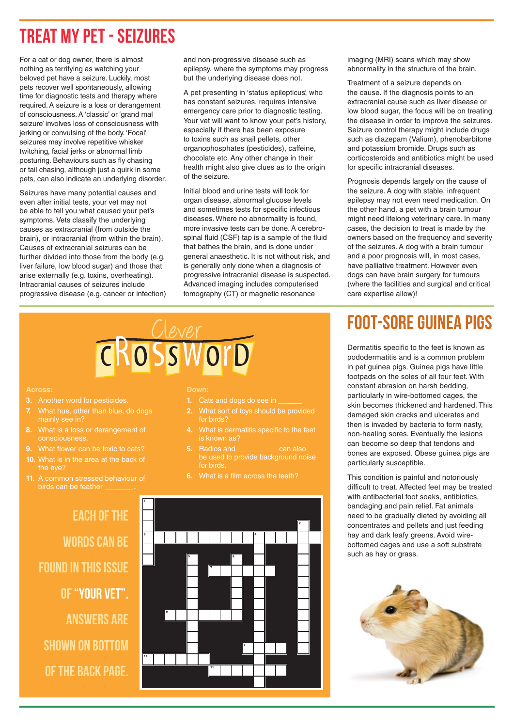# TREAT MY PET - SEIZURES

For a cat or dog owner, there is almost nothing as terrifying as watching your beloved pet have a seizure. Luckily, most pets recover well spontaneously, allowing time for diagnostic tests and therapy where required. A seizure is a loss or derangement of consciousness. A 'classic' or 'grand mal seizure' involves loss of consciousness with jerking or convulsing of the body. 'Focal' seizures may involve repetitive whisker twitching, facial jerks or abnormal limb posturing. Behaviours such as fly chasing or tail chasing, although just a quirk in some pets, can also indicate an underlying disorder.

Seizures have many potential causes and even after initial tests, your vet may not be able to tell you what caused your pet's symptoms. Vets classify the underlying causes as extracranial (from outside the brain), or intracranial (from within the brain). Causes of extracranial seizures can be further divided into those from the body (e.g. liver failure, low blood sugar) and those that arise externally (e.g. toxins, overheating). Intracranial causes of seizures include progressive disease (e.g. cancer or infection) and non-progressive disease such as epilepsy, where the symptoms may progress but the underlying disease does not.

A pet presenting in 'status epilepticus', who has constant seizures, requires intensive emergency care prior to diagnostic testing. Your vet will want to know your pet's history, especially if there has been exposure to toxins such as snail pellets, other organophosphates (pesticides), caffeine, chocolate etc. Any other change in their health might also give clues as to the origin of the seizure.

Initial blood and urine tests will look for organ disease, abnormal glucose levels and sometimes tests for specific infectious diseases. Where no abnormality is found, more invasive tests can be done. A cerebro-spinal fluid (CSF) tap is a sample of the fluid that bathes the brain, and is done under general anaesthetic. It is not without risk, and is generally only done when a diagnosis of progressive intracranial disease is suspected. Advanced imaging includes computerised tomography (CT) or magnetic resonance imaging (MRI) scans which may show abnormality in the structure of the brain.

Treatment of a seizure depends on the cause. If the diagnosis points to an extracranial cause such as liver disease or low blood sugar, the focus will be on treating the disease in order to improve the seizures. Seizure control therapy might include drugs such as diazepam (Valium), phenobarbitone and potassium bromide. Drugs such as corticosteroids and antibiotics might be used for specific intracranial diseases.

Prognosis depends largely on the cause of the seizure. A dog with stable, infrequent epilepsy may not even need medication. On the other hand, a pet with a brain tumour might need lifelong veterinary care. In many cases, the decision to treat is made by the owners based on the frequency and severity of the seizures. A dog with a brain tumour and a poor prognosis will, in most cases, have palliative treatment. However even dogs can have brain surgery for tumours (where the facilities and surgical and critical care expertise allow)!

# Clever CROSSWORD

**Across:**

3. Another word for pesticides.
7. What hue, other than blue, do dogs mainly see in?
8. What is a loss or derangement of consciousness.
9. What flower can be toxic to cats?
10. What is in the area at the back of the eye?
11. A common stressed behaviour of birds can be feather _______.

**Down:**

1. Cats and dogs do see in ______
2. What sort of toys should be provided for birds?
4. What is dermatitis specific to the feet is known as?
5. Radios and __________ can also be used to provide background noise for birds.
6. What is a film across the teeth?

EACH OF THE WORDS CAN BE FOUND IN THIS ISSUE OF **"YOUR VET"**. ANSWERS ARE SHOWN ON BOTTOM OF THE BACK PAGE.

# FOOT-SORE GUINEA PIGS

Dermatitis specific to the feet is known as pododermatitis and is a common problem in pet guinea pigs. Guinea pigs have little footpads on the soles of all four feet. With constant abrasion on harsh bedding, particularly in wire-bottomed cages, the skin becomes thickened and hardened. This damaged skin cracks and ulcerates and then is invaded by bacteria to form nasty, non-healing sores. Eventually the lesions can become so deep that tendons and bones are exposed. Obese guinea pigs are particularly susceptible.

This condition is painful and notoriously difficult to treat. Affected feet may be treated with antibacterial foot soaks, antibiotics, bandaging and pain relief. Fat animals need to be gradually dieted by avoiding all concentrates and pellets and just feeding hay and dark leafy greens. Avoid wire-bottomed cages and use a soft substrate such as hay or grass.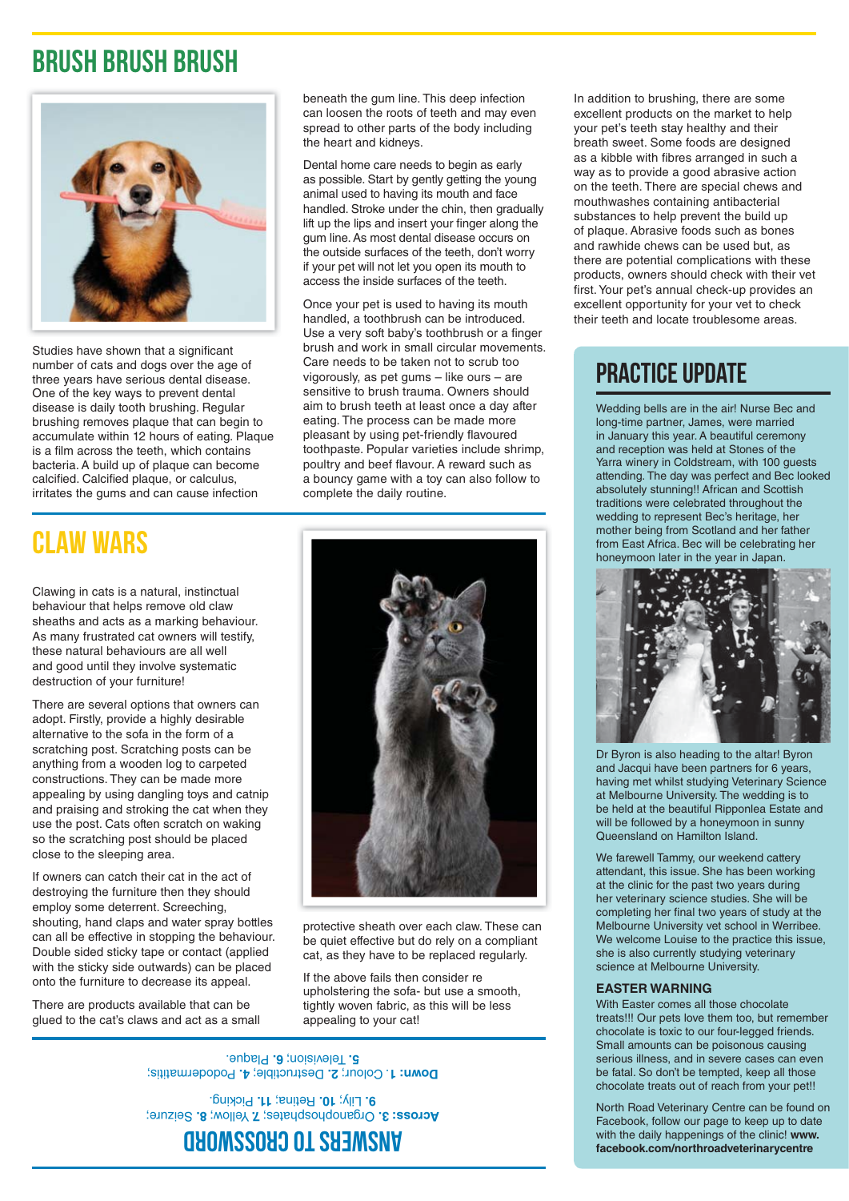## BRUSH BRUSH BRUSH

Studies have shown that a significant number of cats and dogs over the age of three years have serious dental disease. One of the key ways to prevent dental disease is daily tooth brushing. Regular brushing removes plaque that can begin to accumulate within 12 hours of eating. Plaque is a film across the teeth, which contains bacteria. A build up of plaque can become calcified. Calcified plaque, or calculus, irritates the gums and can cause infection beneath the gum line. This deep infection can loosen the roots of teeth and may even spread to other parts of the body including the heart and kidneys.

Dental home care needs to begin as early as possible. Start by gently getting the young animal used to having its mouth and face handled. Stroke under the chin, then gradually lift up the lips and insert your finger along the gum line. As most dental disease occurs on the outside surfaces of the teeth, don't worry if your pet will not let you open its mouth to access the inside surfaces of the teeth.

Once your pet is used to having its mouth handled, a toothbrush can be introduced. Use a very soft baby's toothbrush or a finger brush and work in small circular movements. Care needs to be taken not to scrub too vigorously, as pet gums – like ours – are sensitive to brush trauma. Owners should aim to brush teeth at least once a day after eating. The process can be made more pleasant by using pet-friendly flavoured toothpaste. Popular varieties include shrimp, poultry and beef flavour. A reward such as a bouncy game with a toy can also follow to complete the daily routine.

In addition to brushing, there are some excellent products on the market to help your pet's teeth stay healthy and their breath sweet. Some foods are designed as a kibble with fibres arranged in such a way as to provide a good abrasive action on the teeth. There are special chews and mouthwashes containing antibacterial substances to help prevent the build up of plaque. Abrasive foods such as bones and rawhide chews can be used but, as there are potential complications with these products, owners should check with their vet first. Your pet's annual check-up provides an excellent opportunity for your vet to check their teeth and locate troublesome areas.

## CLAW WARS

Clawing in cats is a natural, instinctual behaviour that helps remove old claw sheaths and acts as a marking behaviour. As many frustrated cat owners will testify, these natural behaviours are all well and good until they involve systematic destruction of your furniture!

There are several options that owners can adopt. Firstly, provide a highly desirable alternative to the sofa in the form of a scratching post. Scratching posts can be anything from a wooden log to carpeted constructions. They can be made more appealing by using dangling toys and catnip and praising and stroking the cat when they use the post. Cats often scratch on waking so the scratching post should be placed close to the sleeping area.

If owners can catch their cat in the act of destroying the furniture then they should employ some deterrent. Screeching, shouting, hand claps and water spray bottles can all be effective in stopping the behaviour. Double sided sticky tape or contact (applied with the sticky side outwards) can be placed onto the furniture to decrease its appeal.

There are products available that can be glued to the cat's claws and act as a small protective sheath over each claw. These can be quiet effective but do rely on a compliant cat, as they have to be replaced regularly.

If the above fails then consider re upholstering the sofa- but use a smooth, tightly woven fabric, as this will be less appealing to your cat!

## PRACTICE UPDATE

Wedding bells are in the air! Nurse Bec and long-time partner, James, were married in January this year. A beautiful ceremony and reception was held at Stones of the Yarra winery in Coldstream, with 100 guests attending. The day was perfect and Bec looked absolutely stunning!! African and Scottish traditions were celebrated throughout the wedding to represent Bec's heritage, her mother being from Scotland and her father from East Africa. Bec will be celebrating her honeymoon later in the year in Japan.

Dr Byron is also heading to the altar! Byron and Jacqui have been partners for 6 years, having met whilst studying Veterinary Science at Melbourne University. The wedding is to be held at the beautiful Ripponlea Estate and will be followed by a honeymoon in sunny Queensland on Hamilton Island.

We farewell Tammy, our weekend cattery attendant, this issue. She has been working at the clinic for the past two years during her veterinary science studies. She will be completing her final two years of study at the Melbourne University vet school in Werribee. We welcome Louise to the practice this issue, she is also currently studying veterinary science at Melbourne University.

### EASTER WARNING

With Easter comes all those chocolate treats!!! Our pets love them too, but remember chocolate is toxic to our four-legged friends. Small amounts can be poisonous causing serious illness, and in severe cases can even be fatal. So don't be tempted, keep all those chocolate treats out of reach from your pet!!

North Road Veterinary Centre can be found on Facebook, follow our page to keep up to date with the daily happenings of the clinic! **www.facebook.com/northroadveterinarycentre**

## ANSWERS TO CROSSWORD

**Across: 3.** Organophosphates; **7.** Yellow; **8.** Seizure; **9.** Lily; **10.** Retina; **11.** Picking.

**Down: 1.** Colour; **2.** Destructible; **4.** Pododermatitis; **5.** Television; **6.** Plaque.